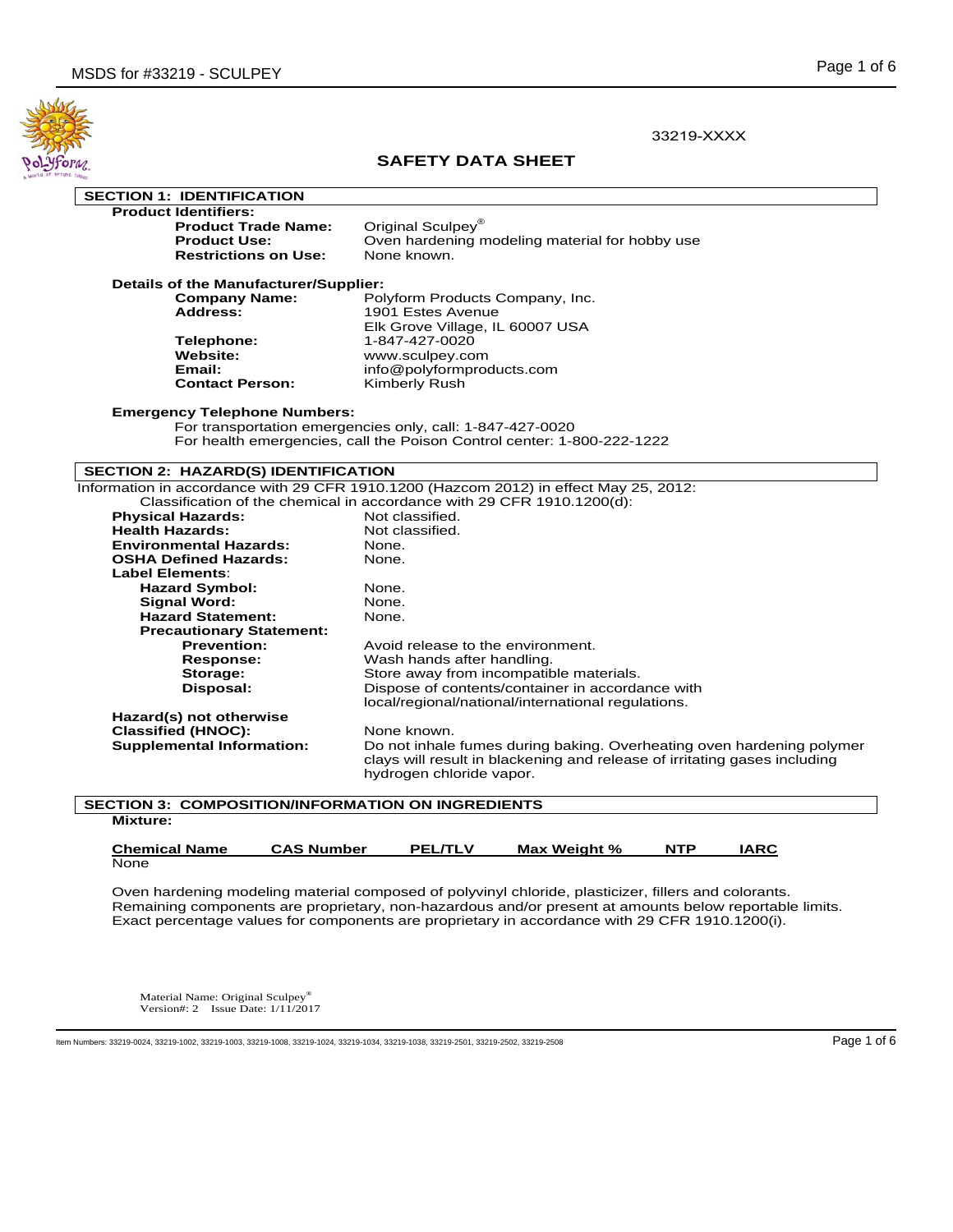33219-XXXX

# SAFETY DATA SHEET

## SECTION 1: IDENTIFICATION

**Product Identifiers:**

**Product Trade Name:** Original Sculpey®
**Product Use:** Oven hardening modeling material for hobby use
**Restrictions on Use:** None known.

**Details of the Manufacturer/Supplier:**

**Company Name:** Polyform Products Company, Inc.
**Address:** 1901 Estes Avenue
Elk Grove Village, IL 60007 USA
**Telephone:** 1-847-427-0020
**Website:** www.sculpey.com
**Email:** info@polyformproducts.com
**Contact Person:** Kimberly Rush

**Emergency Telephone Numbers:**

For transportation emergencies only, call: 1-847-427-0020
For health emergencies, call the Poison Control center: 1-800-222-1222

## SECTION 2: HAZARD(S) IDENTIFICATION

Information in accordance with 29 CFR 1910.1200 (Hazcom 2012) in effect May 25, 2012:

Classification of the chemical in accordance with 29 CFR 1910.1200(d):

**Physical Hazards:** Not classified.
**Health Hazards:** Not classified.
**Environmental Hazards:** None.
**OSHA Defined Hazards:** None.

**Label Elements**:

**Hazard Symbol:** None.
**Signal Word:** None.
**Hazard Statement:** None.
**Precautionary Statement:**

**Prevention:** Avoid release to the environment.
**Response:** Wash hands after handling.
**Storage:** Store away from incompatible materials.
**Disposal:** Dispose of contents/container in accordance with local/regional/national/international regulations.

**Hazard(s) not otherwise Classified (HNOC):** None known.

**Supplemental Information:** Do not inhale fumes during baking. Overheating oven hardening polymer clays will result in blackening and release of irritating gases including hydrogen chloride vapor.

## SECTION 3: COMPOSITION/INFORMATION ON INGREDIENTS

**Mixture:**

| Chemical Name | CAS Number | PEL/TLV | Max Weight % | NTP | IARC |
|---|---|---|---|---|---|
| None | | | | | |

Oven hardening modeling material composed of polyvinyl chloride, plasticizer, fillers and colorants. Remaining components are proprietary, non-hazardous and/or present at amounts below reportable limits. Exact percentage values for components are proprietary in accordance with 29 CFR 1910.1200(i).

Material Name: Original Sculpey®
Version#: 2 Issue Date: 1/11/2017

Item Numbers: 33219-0024, 33219-1002, 33219-1003, 33219-1008, 33219-1024, 33219-1034, 33219-1038, 33219-2501, 33219-2502, 33219-2508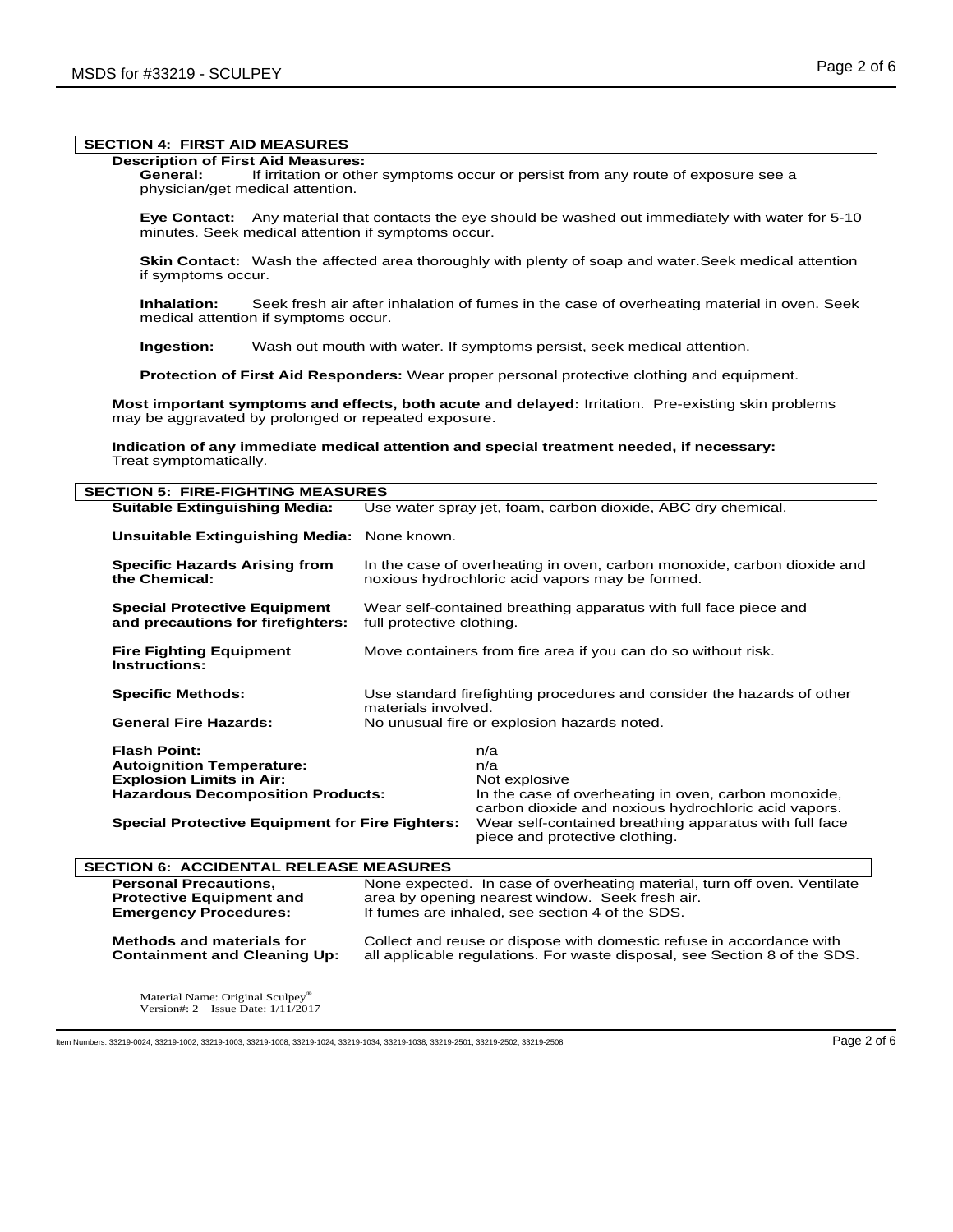## SECTION 4: FIRST AID MEASURES

**Description of First Aid Measures:**

**General:** If irritation or other symptoms occur or persist from any route of exposure see a physician/get medical attention.

**Eye Contact:** Any material that contacts the eye should be washed out immediately with water for 5-10 minutes. Seek medical attention if symptoms occur.

**Skin Contact:** Wash the affected area thoroughly with plenty of soap and water.Seek medical attention if symptoms occur.

**Inhalation:** Seek fresh air after inhalation of fumes in the case of overheating material in oven. Seek medical attention if symptoms occur.

**Ingestion:** Wash out mouth with water. If symptoms persist, seek medical attention.

**Protection of First Aid Responders:** Wear proper personal protective clothing and equipment.

**Most important symptoms and effects, both acute and delayed:** Irritation. Pre-existing skin problems may be aggravated by prolonged or repeated exposure.

**Indication of any immediate medical attention and special treatment needed, if necessary:** Treat symptomatically.

## SECTION 5: FIRE-FIGHTING MEASURES

**Suitable Extinguishing Media:** Use water spray jet, foam, carbon dioxide, ABC dry chemical.

**Unsuitable Extinguishing Media:** None known.

**Specific Hazards Arising from the Chemical:** In the case of overheating in oven, carbon monoxide, carbon dioxide and noxious hydrochloric acid vapors may be formed.

**Special Protective Equipment and precautions for firefighters:** Wear self-contained breathing apparatus with full face piece and full protective clothing.

**Fire Fighting Equipment Instructions:** Move containers from fire area if you can do so without risk.

**Specific Methods:** Use standard firefighting procedures and consider the hazards of other materials involved.

**General Fire Hazards:** No unusual fire or explosion hazards noted.

**Flash Point:** n/a

**Autoignition Temperature:** n/a

**Explosion Limits in Air:** Not explosive

**Hazardous Decomposition Products:** In the case of overheating in oven, carbon monoxide, carbon dioxide and noxious hydrochloric acid vapors.

**Special Protective Equipment for Fire Fighters:** Wear self-contained breathing apparatus with full face piece and protective clothing.

## SECTION 6: ACCIDENTAL RELEASE MEASURES

**Personal Precautions, Protective Equipment and Emergency Procedures:** None expected. In case of overheating material, turn off oven. Ventilate area by opening nearest window. Seek fresh air. If fumes are inhaled, see section 4 of the SDS.

**Methods and materials for Containment and Cleaning Up:** Collect and reuse or dispose with domestic refuse in accordance with all applicable regulations. For waste disposal, see Section 8 of the SDS.

Material Name: Original Sculpey®
Version#: 2 Issue Date: 1/11/2017

Item Numbers: 33219-0024, 33219-1002, 33219-1003, 33219-1008, 33219-1024, 33219-1034, 33219-1038, 33219-2501, 33219-2502, 33219-2508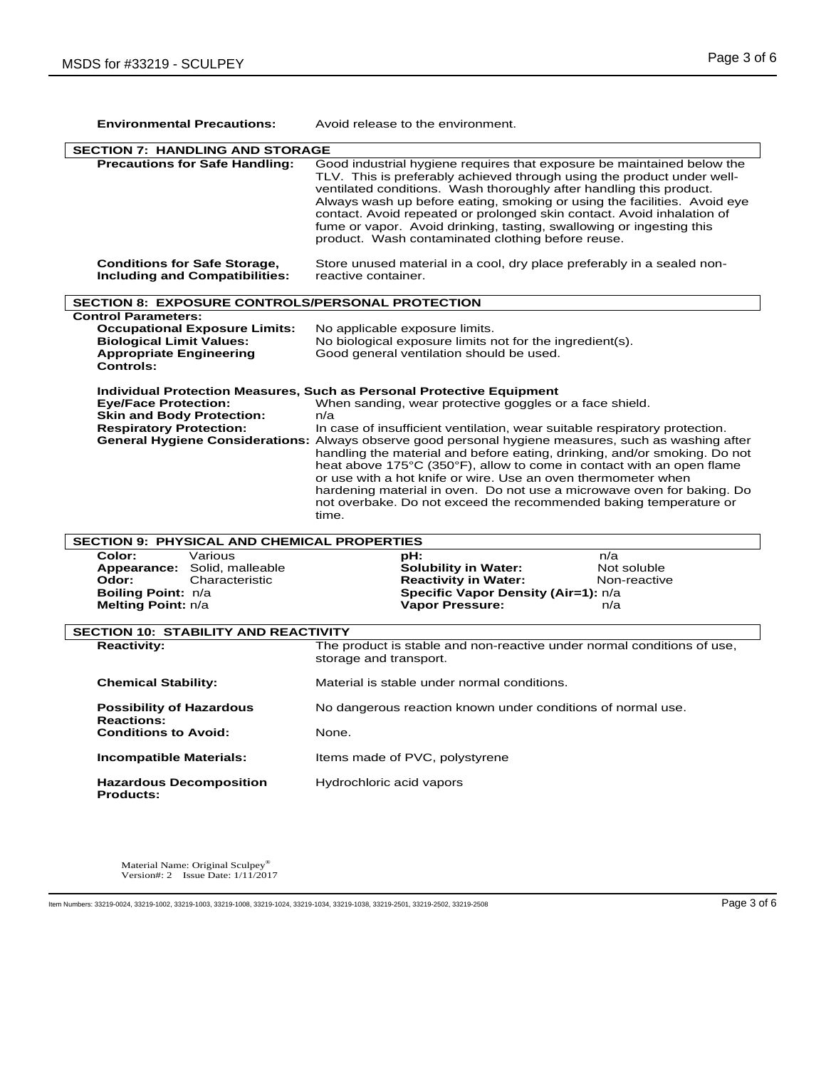**Environmental Precautions:** Avoid release to the environment.

## SECTION 7: HANDLING AND STORAGE

**Precautions for Safe Handling:** Good industrial hygiene requires that exposure be maintained below the TLV. This is preferably achieved through using the product under well-ventilated conditions. Wash thoroughly after handling this product. Always wash up before eating, smoking or using the facilities. Avoid eye contact. Avoid repeated or prolonged skin contact. Avoid inhalation of fume or vapor. Avoid drinking, tasting, swallowing or ingesting this product. Wash contaminated clothing before reuse.

**Conditions for Safe Storage, Including and Compatibilities:** Store unused material in a cool, dry place preferably in a sealed non-reactive container.

## SECTION 8: EXPOSURE CONTROLS/PERSONAL PROTECTION

**Control Parameters:**

**Occupational Exposure Limits:** No applicable exposure limits.

**Biological Limit Values:** No biological exposure limits not for the ingredient(s).

**Appropriate Engineering Controls:** Good general ventilation should be used.

**Individual Protection Measures, Such as Personal Protective Equipment**

**Eye/Face Protection:** When sanding, wear protective goggles or a face shield.

**Skin and Body Protection:** n/a

**Respiratory Protection:** In case of insufficient ventilation, wear suitable respiratory protection.

**General Hygiene Considerations:** Always observe good personal hygiene measures, such as washing after handling the material and before eating, drinking, and/or smoking. Do not heat above 175°C (350°F), allow to come in contact with an open flame or use with a hot knife or wire. Use an oven thermometer when hardening material in oven. Do not use a microwave oven for baking. Do not overbake. Do not exceed the recommended baking temperature or time.

## SECTION 9: PHYSICAL AND CHEMICAL PROPERTIES

| | | | |
|---|---|---|---|
| **Color:** | Various | **pH:** | n/a |
| **Appearance:** | Solid, malleable | **Solubility in Water:** | Not soluble |
| **Odor:** | Characteristic | **Reactivity in Water:** | Non-reactive |
| **Boiling Point:** | n/a | **Specific Vapor Density (Air=1):** | n/a |
| **Melting Point:** | n/a | **Vapor Pressure:** | n/a |

## SECTION 10: STABILITY AND REACTIVITY

**Reactivity:** The product is stable and non-reactive under normal conditions of use, storage and transport.

**Chemical Stability:** Material is stable under normal conditions.

**Possibility of Hazardous Reactions:** No dangerous reaction known under conditions of normal use.

**Conditions to Avoid:** None.

**Incompatible Materials:** Items made of PVC, polystyrene

**Hazardous Decomposition Products:** Hydrochloric acid vapors

Material Name: Original Sculpey®
Version#: 2 Issue Date: 1/11/2017

Item Numbers: 33219-0024, 33219-1002, 33219-1003, 33219-1008, 33219-1024, 33219-1034, 33219-1038, 33219-2501, 33219-2502, 33219-2508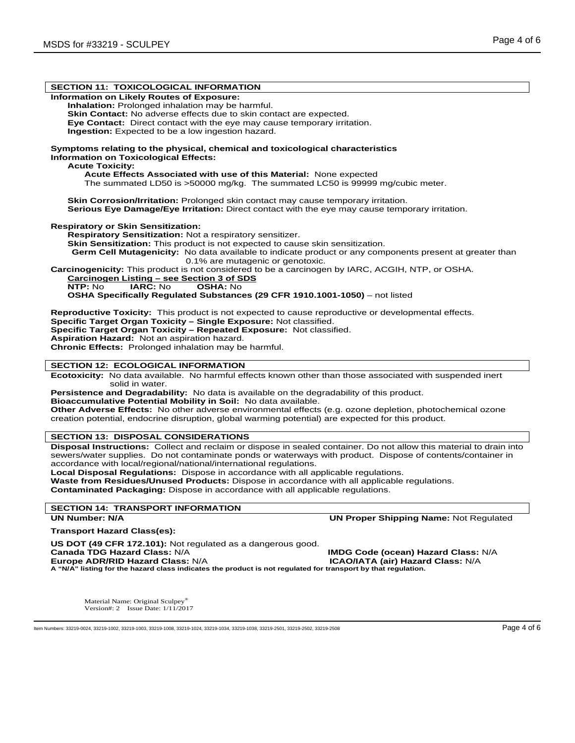## SECTION 11: TOXICOLOGICAL INFORMATION

**Information on Likely Routes of Exposure:**

**Inhalation:** Prolonged inhalation may be harmful.
**Skin Contact:** No adverse effects due to skin contact are expected.
**Eye Contact:** Direct contact with the eye may cause temporary irritation.
**Ingestion:** Expected to be a low ingestion hazard.

**Symptoms relating to the physical, chemical and toxicological characteristics**
**Information on Toxicological Effects:**

**Acute Toxicity:**

**Acute Effects Associated with use of this Material:** None expected
The summated LD50 is >50000 mg/kg. The summated LC50 is 99999 mg/cubic meter.

**Skin Corrosion/Irritation:** Prolonged skin contact may cause temporary irritation.
**Serious Eye Damage/Eye Irritation:** Direct contact with the eye may cause temporary irritation.

**Respiratory or Skin Sensitization:**

**Respiratory Sensitization:** Not a respiratory sensitizer.
**Skin Sensitization:** This product is not expected to cause skin sensitization.
**Germ Cell Mutagenicity:** No data available to indicate product or any components present at greater than 0.1% are mutagenic or genotoxic.

**Carcinogenicity:** This product is not considered to be a carcinogen by IARC, ACGIH, NTP, or OSHA.

**Carcinogen Listing – see Section 3 of SDS**
**NTP:** No **IARC:** No **OSHA:** No
**OSHA Specifically Regulated Substances (29 CFR 1910.1001-1050)** – not listed

**Reproductive Toxicity:** This product is not expected to cause reproductive or developmental effects.
**Specific Target Organ Toxicity – Single Exposure:** Not classified.
**Specific Target Organ Toxicity – Repeated Exposure:** Not classified.
**Aspiration Hazard:** Not an aspiration hazard.
**Chronic Effects:** Prolonged inhalation may be harmful.

## SECTION 12: ECOLOGICAL INFORMATION

**Ecotoxicity:** No data available. No harmful effects known other than those associated with suspended inert solid in water.
**Persistence and Degradability:** No data is available on the degradability of this product.
**Bioaccumulative Potential Mobility in Soil:** No data available.
**Other Adverse Effects:** No other adverse environmental effects (e.g. ozone depletion, photochemical ozone creation potential, endocrine disruption, global warming potential) are expected for this product.

## SECTION 13: DISPOSAL CONSIDERATIONS

**Disposal Instructions:** Collect and reclaim or dispose in sealed container. Do not allow this material to drain into sewers/water supplies. Do not contaminate ponds or waterways with product. Dispose of contents/container in accordance with local/regional/national/international regulations.
**Local Disposal Regulations:** Dispose in accordance with all applicable regulations.
**Waste from Residues/Unused Products:** Dispose in accordance with all applicable regulations.
**Contaminated Packaging:** Dispose in accordance with all applicable regulations.

## SECTION 14: TRANSPORT INFORMATION

**UN Number: N/A**
**UN Proper Shipping Name:** Not Regulated

**Transport Hazard Class(es):**

**US DOT (49 CFR 172.101):** Not regulated as a dangerous good.
**Canada TDG Hazard Class:** N/A
**IMDG Code (ocean) Hazard Class:** N/A
**Europe ADR/RID Hazard Class:** N/A
**ICAO/IATA (air) Hazard Class:** N/A
**A "N/A" listing for the hazard class indicates the product is not regulated for transport by that regulation.**

Material Name: Original Sculpey®
Version#: 2 Issue Date: 1/11/2017

Item Numbers: 33219-0024, 33219-1002, 33219-1003, 33219-1008, 33219-1024, 33219-1034, 33219-1038, 33219-2501, 33219-2502, 33219-2508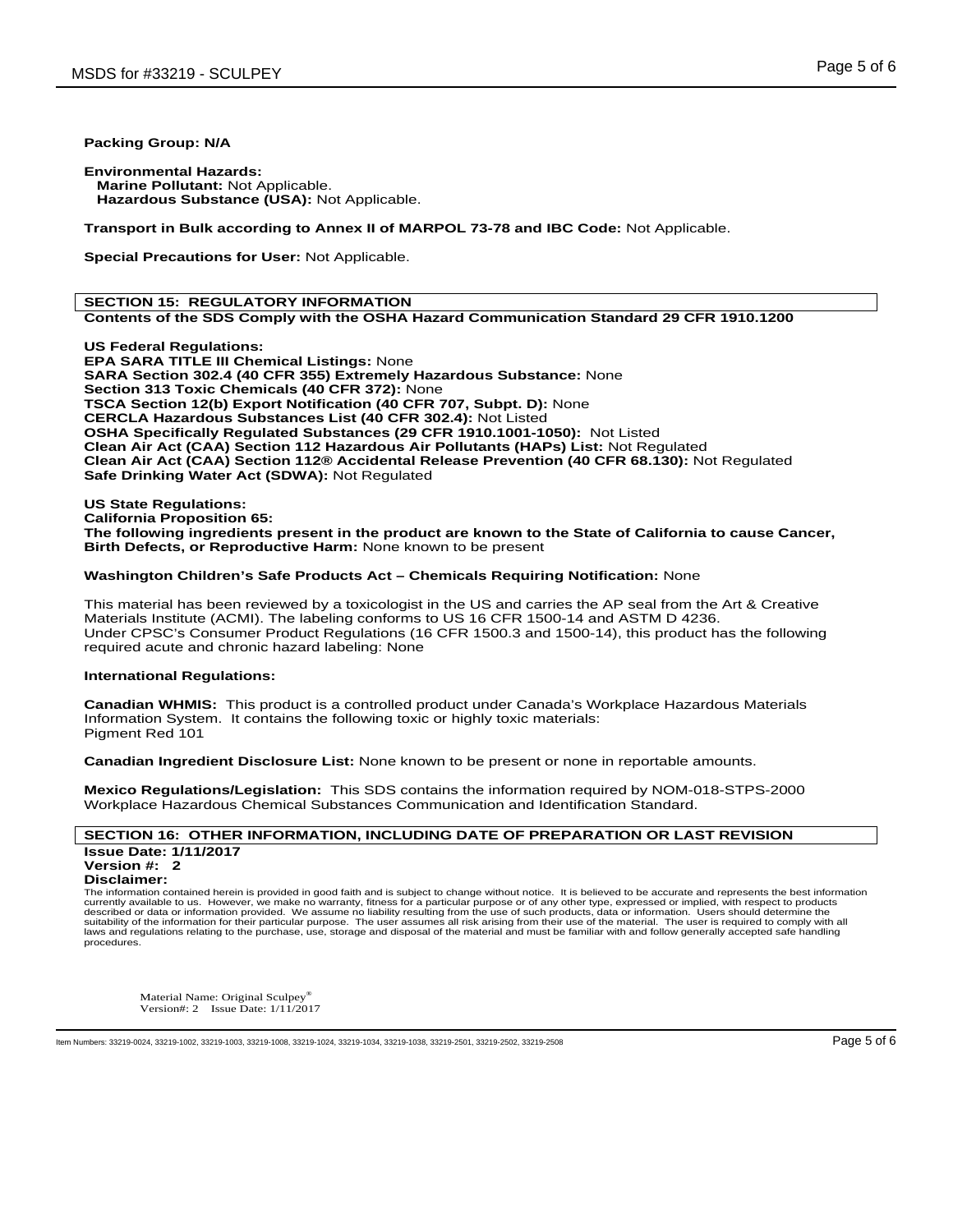**Packing Group: N/A**

**Environmental Hazards:**
**Marine Pollutant:** Not Applicable.
**Hazardous Substance (USA):** Not Applicable.

**Transport in Bulk according to Annex II of MARPOL 73-78 and IBC Code:** Not Applicable.

**Special Precautions for User:** Not Applicable.

## SECTION 15: REGULATORY INFORMATION

**Contents of the SDS Comply with the OSHA Hazard Communication Standard 29 CFR 1910.1200**

**US Federal Regulations:**
**EPA SARA TITLE III Chemical Listings:** None
**SARA Section 302.4 (40 CFR 355) Extremely Hazardous Substance:** None
**Section 313 Toxic Chemicals (40 CFR 372):** None
**TSCA Section 12(b) Export Notification (40 CFR 707, Subpt. D):** None
**CERCLA Hazardous Substances List (40 CFR 302.4):** Not Listed
**OSHA Specifically Regulated Substances (29 CFR 1910.1001-1050):** Not Listed
**Clean Air Act (CAA) Section 112 Hazardous Air Pollutants (HAPs) List:** Not Regulated
**Clean Air Act (CAA) Section 112® Accidental Release Prevention (40 CFR 68.130):** Not Regulated
**Safe Drinking Water Act (SDWA):** Not Regulated

**US State Regulations:**
**California Proposition 65:**
**The following ingredients present in the product are known to the State of California to cause Cancer, Birth Defects, or Reproductive Harm:** None known to be present

**Washington Children's Safe Products Act – Chemicals Requiring Notification:** None

This material has been reviewed by a toxicologist in the US and carries the AP seal from the Art & Creative Materials Institute (ACMI). The labeling conforms to US 16 CFR 1500-14 and ASTM D 4236.
Under CPSC's Consumer Product Regulations (16 CFR 1500.3 and 1500-14), this product has the following required acute and chronic hazard labeling: None

**International Regulations:**

**Canadian WHMIS:** This product is a controlled product under Canada's Workplace Hazardous Materials Information System. It contains the following toxic or highly toxic materials:
Pigment Red 101

**Canadian Ingredient Disclosure List:** None known to be present or none in reportable amounts.

**Mexico Regulations/Legislation:** This SDS contains the information required by NOM-018-STPS-2000 Workplace Hazardous Chemical Substances Communication and Identification Standard.

## SECTION 16: OTHER INFORMATION, INCLUDING DATE OF PREPARATION OR LAST REVISION

**Issue Date: 1/11/2017**
**Version #: 2**
**Disclaimer:**

The information contained herein is provided in good faith and is subject to change without notice. It is believed to be accurate and represents the best information currently available to us. However, we make no warranty, fitness for a particular purpose or of any other type, expressed or implied, with respect to products described or data or information provided. We assume no liability resulting from the use of such products, data or information. Users should determine the suitability of the information for their particular purpose. The user assumes all risk arising from their use of the material. The user is required to comply with all laws and regulations relating to the purchase, use, storage and disposal of the material and must be familiar with and follow generally accepted safe handling procedures.

Material Name: Original Sculpey®
Version#: 2 Issue Date: 1/11/2017

Item Numbers: 33219-0024, 33219-1002, 33219-1003, 33219-1008, 33219-1024, 33219-1034, 33219-1038, 33219-2501, 33219-2502, 33219-2508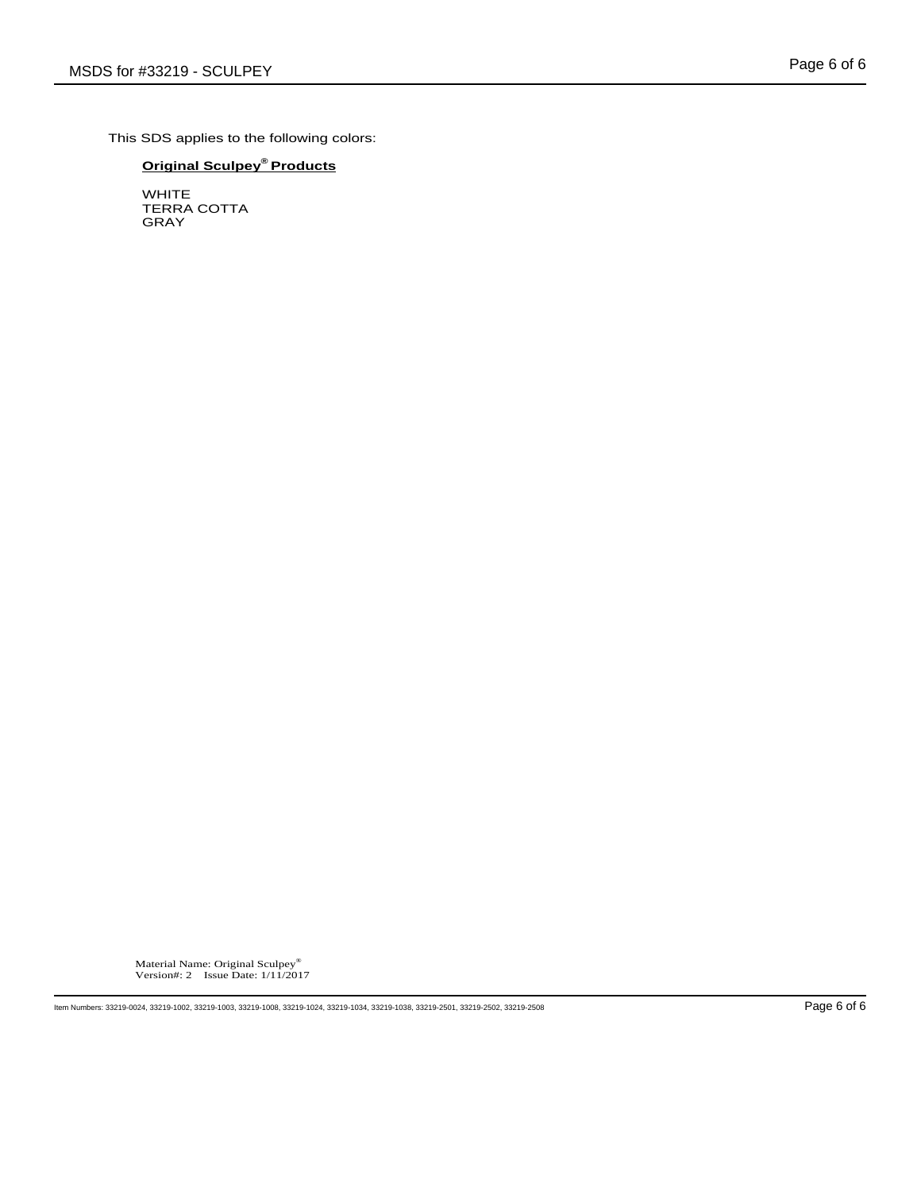This SDS applies to the following colors:

**Original Sculpey® Products**

WHITE
TERRA COTTA
GRAY

Material Name: Original Sculpey®
Version#: 2   Issue Date: 1/11/2017

Item Numbers: 33219-0024, 33219-1002, 33219-1003, 33219-1008, 33219-1024, 33219-1034, 33219-1038, 33219-2501, 33219-2502, 33219-2508